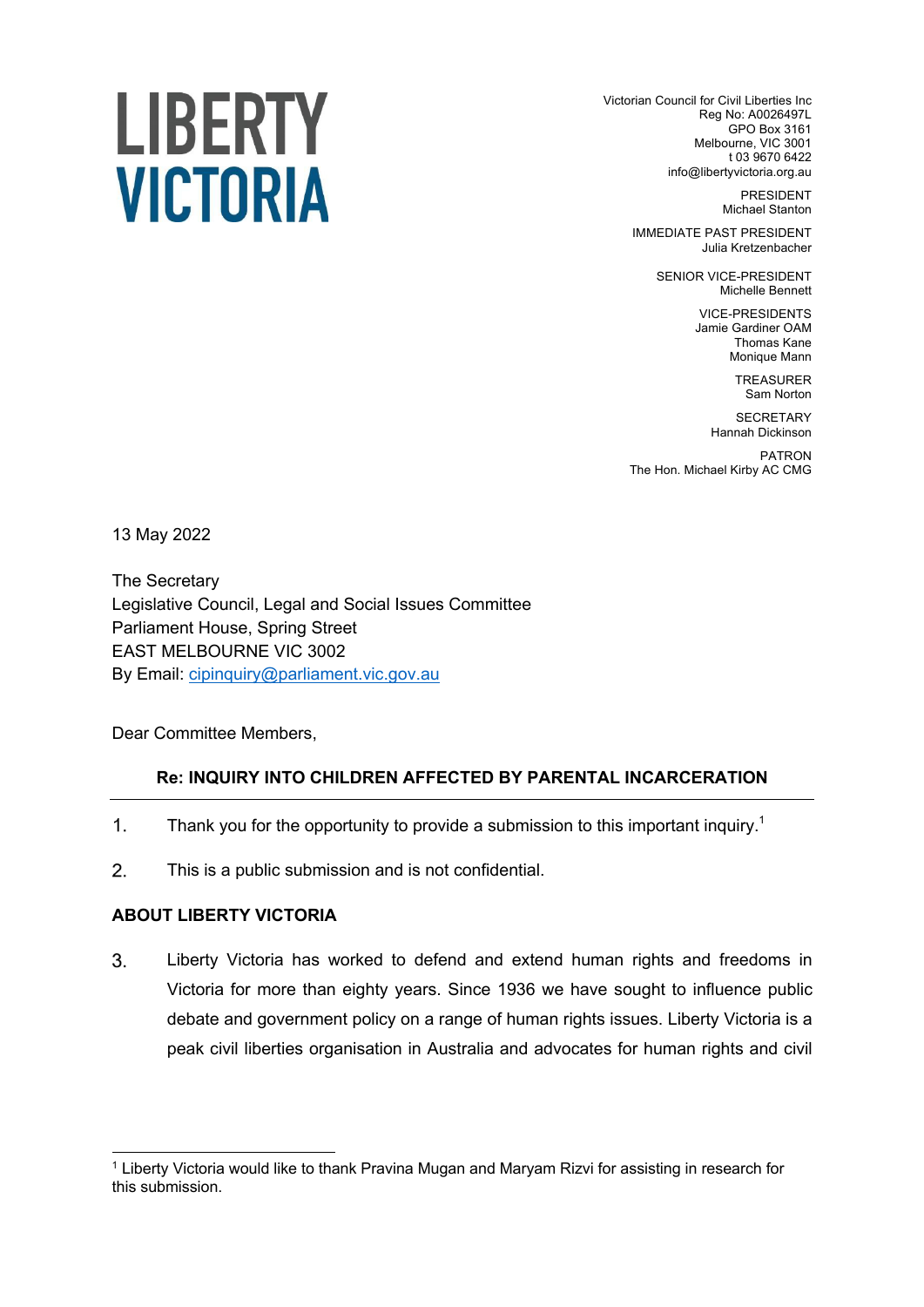# LIBERTY VICTORIA

Victorian Council for Civil Liberties Inc
Reg No: A0026497L
GPO Box 3161
Melbourne, VIC 3001
t 03 9670 6422
info@libertyvictoria.org.au

PRESIDENT
Michael Stanton

IMMEDIATE PAST PRESIDENT
Julia Kretzenbacher

SENIOR VICE-PRESIDENT
Michelle Bennett

VICE-PRESIDENTS
Jamie Gardiner OAM
Thomas Kane
Monique Mann

TREASURER
Sam Norton

SECRETARY
Hannah Dickinson

PATRON
The Hon. Michael Kirby AC CMG

13 May 2022

The Secretary
Legislative Council, Legal and Social Issues Committee
Parliament House, Spring Street
EAST MELBOURNE VIC 3002
By Email: cipinquiry@parliament.vic.gov.au

Dear Committee Members,

**Re: INQUIRY INTO CHILDREN AFFECTED BY PARENTAL INCARCERATION**

---

1. Thank you for the opportunity to provide a submission to this important inquiry.[1]

2. This is a public submission and is not confidential.

## ABOUT LIBERTY VICTORIA

3. Liberty Victoria has worked to defend and extend human rights and freedoms in Victoria for more than eighty years. Since 1936 we have sought to influence public debate and government policy on a range of human rights issues. Liberty Victoria is a peak civil liberties organisation in Australia and advocates for human rights and civil

---

[1] Liberty Victoria would like to thank Pravina Mugan and Maryam Rizvi for assisting in research for this submission.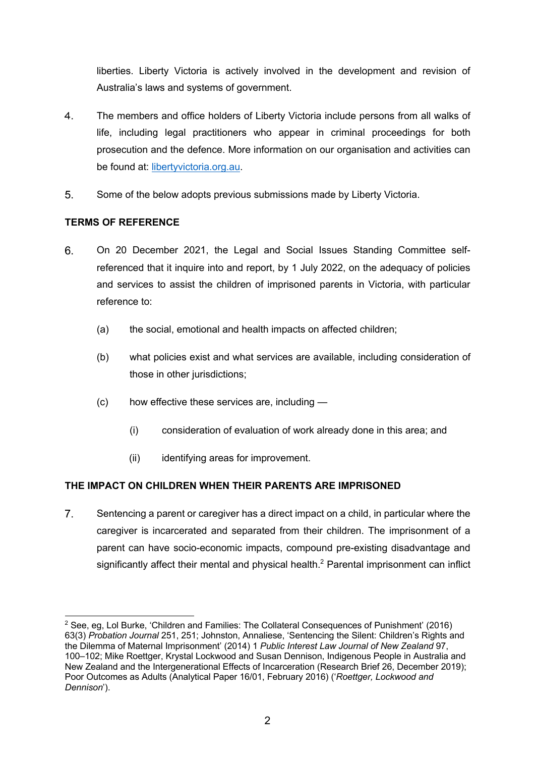liberties. Liberty Victoria is actively involved in the development and revision of Australia's laws and systems of government.

4. The members and office holders of Liberty Victoria include persons from all walks of life, including legal practitioners who appear in criminal proceedings for both prosecution and the defence. More information on our organisation and activities can be found at: [libertyvictoria.org.au](https://libertyvictoria.org.au).

5. Some of the below adopts previous submissions made by Liberty Victoria.

## TERMS OF REFERENCE

6. On 20 December 2021, the Legal and Social Issues Standing Committee self-referenced that it inquire into and report, by 1 July 2022, on the adequacy of policies and services to assist the children of imprisoned parents in Victoria, with particular reference to:

   (a) the social, emotional and health impacts on affected children;

   (b) what policies exist and what services are available, including consideration of those in other jurisdictions;

   (c) how effective these services are, including —

      (i) consideration of evaluation of work already done in this area; and

      (ii) identifying areas for improvement.

## THE IMPACT ON CHILDREN WHEN THEIR PARENTS ARE IMPRISONED

7. Sentencing a parent or caregiver has a direct impact on a child, in particular where the caregiver is incarcerated and separated from their children. The imprisonment of a parent can have socio-economic impacts, compound pre-existing disadvantage and significantly affect their mental and physical health.[2] Parental imprisonment can inflict

---

[2] See, eg, Lol Burke, 'Children and Families: The Collateral Consequences of Punishment' (2016) 63(3) *Probation Journal* 251, 251; Johnston, Annaliese, 'Sentencing the Silent: Children's Rights and the Dilemma of Maternal Imprisonment' (2014) 1 *Public Interest Law Journal of New Zealand* 97, 100–102; Mike Roettger, Krystal Lockwood and Susan Dennison, Indigenous People in Australia and New Zealand and the Intergenerational Effects of Incarceration (Research Brief 26, December 2019); Poor Outcomes as Adults (Analytical Paper 16/01, February 2016) ('*Roettger, Lockwood and Dennison*').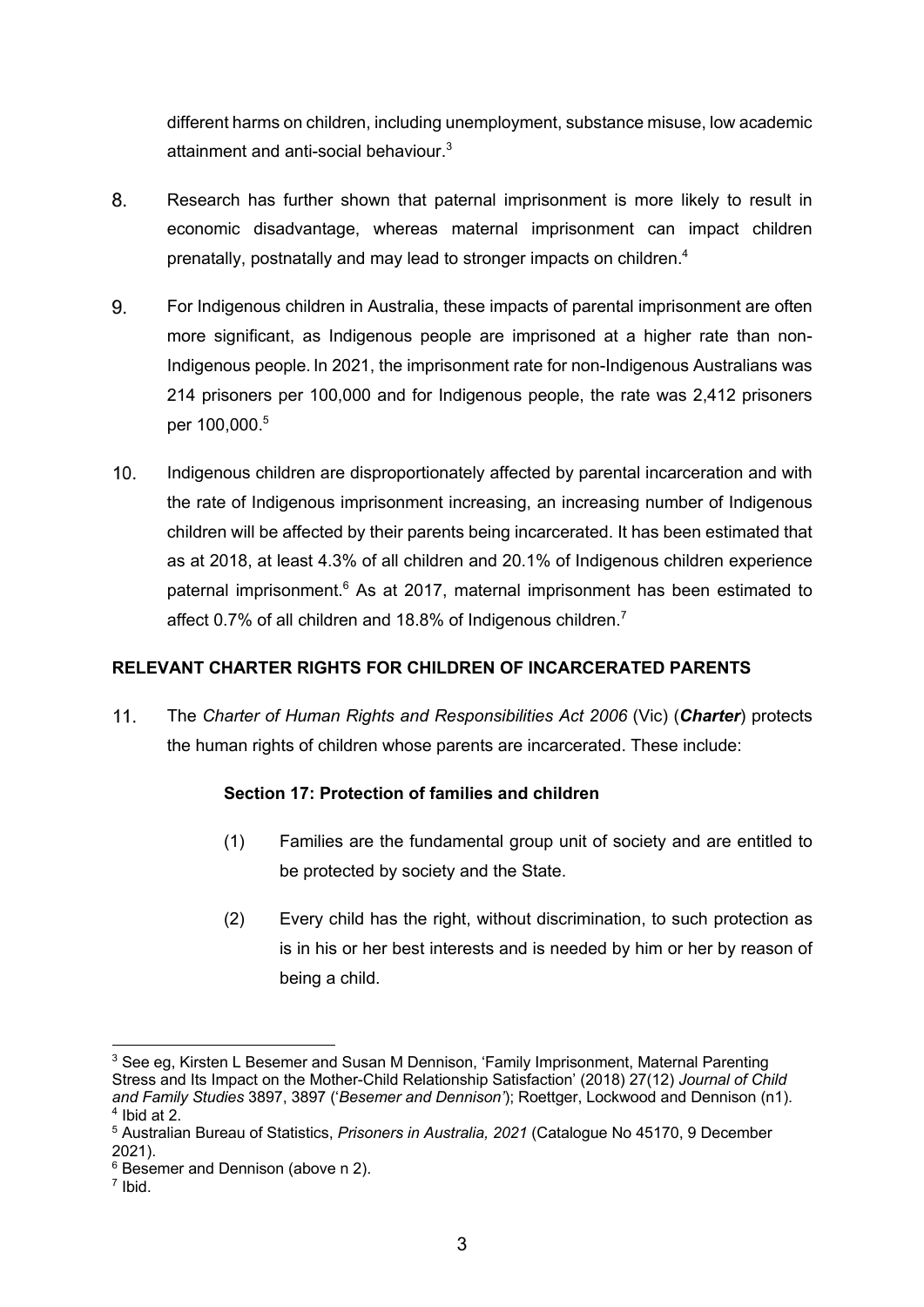different harms on children, including unemployment, substance misuse, low academic attainment and anti-social behaviour.[3]

8. Research has further shown that paternal imprisonment is more likely to result in economic disadvantage, whereas maternal imprisonment can impact children prenatally, postnatally and may lead to stronger impacts on children.[4]

9. For Indigenous children in Australia, these impacts of parental imprisonment are often more significant, as Indigenous people are imprisoned at a higher rate than non-Indigenous people. In 2021, the imprisonment rate for non-Indigenous Australians was 214 prisoners per 100,000 and for Indigenous people, the rate was 2,412 prisoners per 100,000.[5]

10. Indigenous children are disproportionately affected by parental incarceration and with the rate of Indigenous imprisonment increasing, an increasing number of Indigenous children will be affected by their parents being incarcerated. It has been estimated that as at 2018, at least 4.3% of all children and 20.1% of Indigenous children experience paternal imprisonment.[6] As at 2017, maternal imprisonment has been estimated to affect 0.7% of all children and 18.8% of Indigenous children.[7]

## RELEVANT CHARTER RIGHTS FOR CHILDREN OF INCARCERATED PARENTS

11. The *Charter of Human Rights and Responsibilities Act 2006* (Vic) (***Charter***) protects the human rights of children whose parents are incarcerated. These include:

   **Section 17: Protection of families and children**

   (1) Families are the fundamental group unit of society and are entitled to be protected by society and the State.

   (2) Every child has the right, without discrimination, to such protection as is in his or her best interests and is needed by him or her by reason of being a child.

---

[3] See eg, Kirsten L Besemer and Susan M Dennison, 'Family Imprisonment, Maternal Parenting Stress and Its Impact on the Mother-Child Relationship Satisfaction' (2018) 27(12) *Journal of Child and Family Studies* 3897, 3897 ('*Besemer and Dennison*'); Roettger, Lockwood and Dennison (n1).

[4] Ibid at 2.

[5] Australian Bureau of Statistics, *Prisoners in Australia, 2021* (Catalogue No 45170, 9 December 2021).

[6] Besemer and Dennison (above n 2).

[7] Ibid.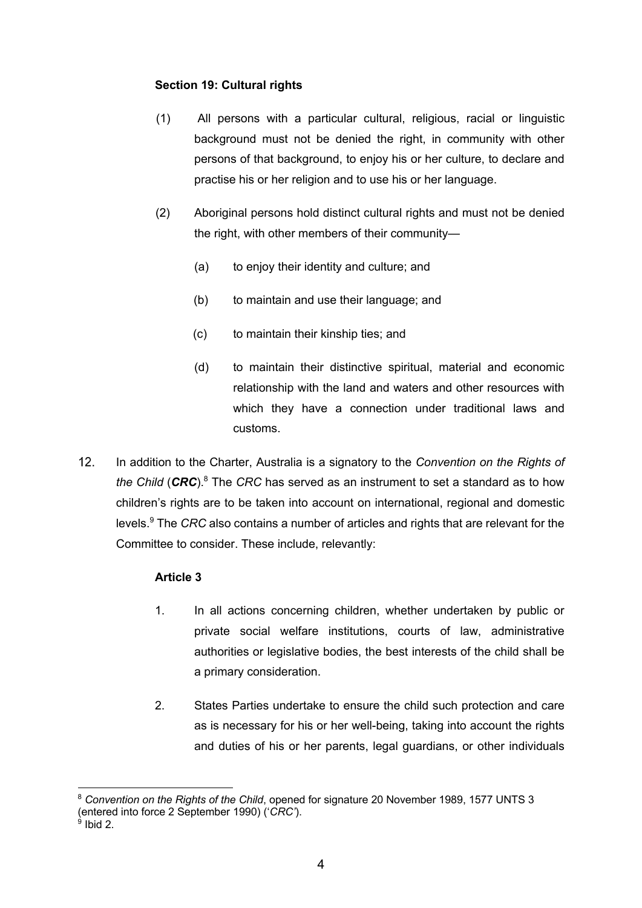**Section 19: Cultural rights**

(1) All persons with a particular cultural, religious, racial or linguistic background must not be denied the right, in community with other persons of that background, to enjoy his or her culture, to declare and practise his or her religion and to use his or her language.

(2) Aboriginal persons hold distinct cultural rights and must not be denied the right, with other members of their community—

(a) to enjoy their identity and culture; and

(b) to maintain and use their language; and

(c) to maintain their kinship ties; and

(d) to maintain their distinctive spiritual, material and economic relationship with the land and waters and other resources with which they have a connection under traditional laws and customs.

12. In addition to the Charter, Australia is a signatory to the *Convention on the Rights of the Child* (***CRC***).[8] The *CRC* has served as an instrument to set a standard as to how children's rights are to be taken into account on international, regional and domestic levels.[9] The *CRC* also contains a number of articles and rights that are relevant for the Committee to consider. These include, relevantly:

**Article 3**

1. In all actions concerning children, whether undertaken by public or private social welfare institutions, courts of law, administrative authorities or legislative bodies, the best interests of the child shall be a primary consideration.

2. States Parties undertake to ensure the child such protection and care as is necessary for his or her well-being, taking into account the rights and duties of his or her parents, legal guardians, or other individuals

---

[8] *Convention on the Rights of the Child*, opened for signature 20 November 1989, 1577 UNTS 3 (entered into force 2 September 1990) ('*CRC*').

[9] Ibid 2.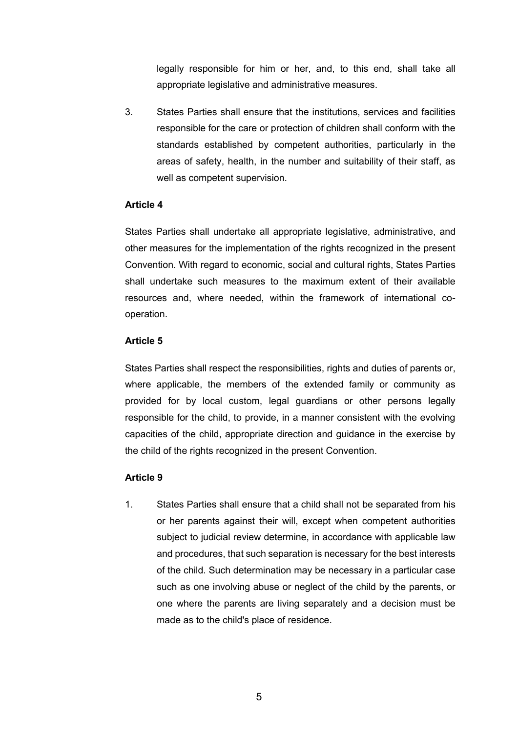legally responsible for him or her, and, to this end, shall take all appropriate legislative and administrative measures.

3. States Parties shall ensure that the institutions, services and facilities responsible for the care or protection of children shall conform with the standards established by competent authorities, particularly in the areas of safety, health, in the number and suitability of their staff, as well as competent supervision.

**Article 4**

States Parties shall undertake all appropriate legislative, administrative, and other measures for the implementation of the rights recognized in the present Convention. With regard to economic, social and cultural rights, States Parties shall undertake such measures to the maximum extent of their available resources and, where needed, within the framework of international co-operation.

**Article 5**

States Parties shall respect the responsibilities, rights and duties of parents or, where applicable, the members of the extended family or community as provided for by local custom, legal guardians or other persons legally responsible for the child, to provide, in a manner consistent with the evolving capacities of the child, appropriate direction and guidance in the exercise by the child of the rights recognized in the present Convention.

**Article 9**

1. States Parties shall ensure that a child shall not be separated from his or her parents against their will, except when competent authorities subject to judicial review determine, in accordance with applicable law and procedures, that such separation is necessary for the best interests of the child. Such determination may be necessary in a particular case such as one involving abuse or neglect of the child by the parents, or one where the parents are living separately and a decision must be made as to the child's place of residence.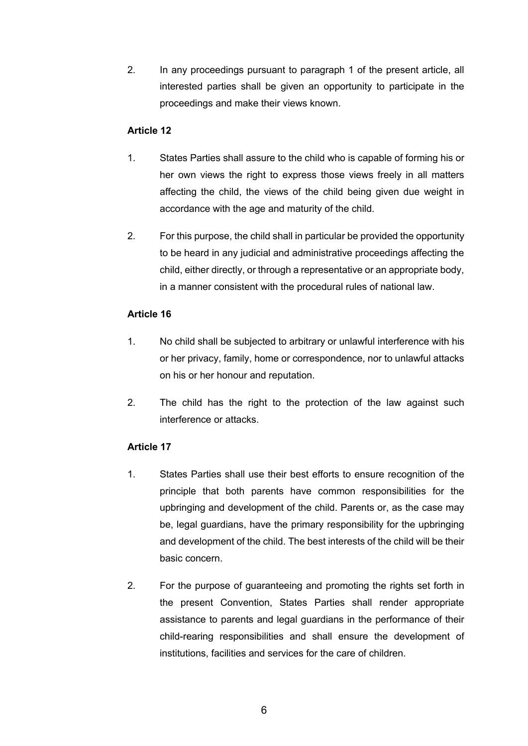2. In any proceedings pursuant to paragraph 1 of the present article, all interested parties shall be given an opportunity to participate in the proceedings and make their views known.

**Article 12**

1. States Parties shall assure to the child who is capable of forming his or her own views the right to express those views freely in all matters affecting the child, the views of the child being given due weight in accordance with the age and maturity of the child.

2. For this purpose, the child shall in particular be provided the opportunity to be heard in any judicial and administrative proceedings affecting the child, either directly, or through a representative or an appropriate body, in a manner consistent with the procedural rules of national law.

**Article 16**

1. No child shall be subjected to arbitrary or unlawful interference with his or her privacy, family, home or correspondence, nor to unlawful attacks on his or her honour and reputation.

2. The child has the right to the protection of the law against such interference or attacks.

**Article 17**

1. States Parties shall use their best efforts to ensure recognition of the principle that both parents have common responsibilities for the upbringing and development of the child. Parents or, as the case may be, legal guardians, have the primary responsibility for the upbringing and development of the child. The best interests of the child will be their basic concern.

2. For the purpose of guaranteeing and promoting the rights set forth in the present Convention, States Parties shall render appropriate assistance to parents and legal guardians in the performance of their child-rearing responsibilities and shall ensure the development of institutions, facilities and services for the care of children.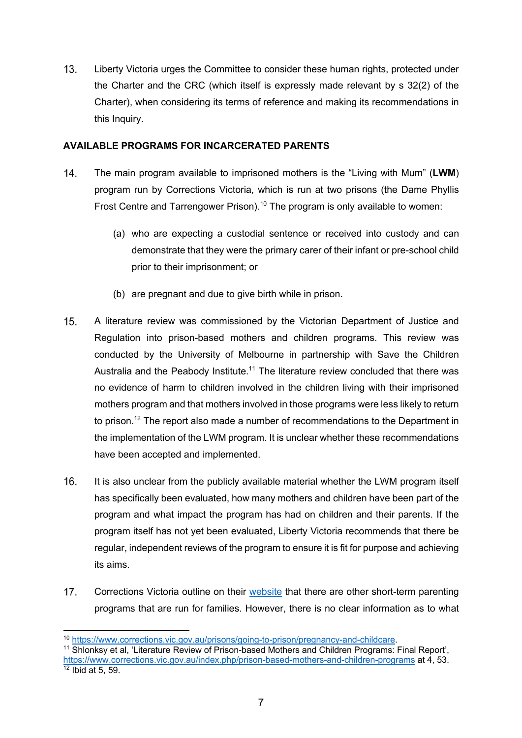13. Liberty Victoria urges the Committee to consider these human rights, protected under the Charter and the CRC (which itself is expressly made relevant by s 32(2) of the Charter), when considering its terms of reference and making its recommendations in this Inquiry.

## AVAILABLE PROGRAMS FOR INCARCERATED PARENTS

14. The main program available to imprisoned mothers is the "Living with Mum" (**LWM**) program run by Corrections Victoria, which is run at two prisons (the Dame Phyllis Frost Centre and Tarrengower Prison).[10] The program is only available to women:

    (a) who are expecting a custodial sentence or received into custody and can demonstrate that they were the primary carer of their infant or pre-school child prior to their imprisonment; or

    (b) are pregnant and due to give birth while in prison.

15. A literature review was commissioned by the Victorian Department of Justice and Regulation into prison-based mothers and children programs. This review was conducted by the University of Melbourne in partnership with Save the Children Australia and the Peabody Institute.[11] The literature review concluded that there was no evidence of harm to children involved in the children living with their imprisoned mothers program and that mothers involved in those programs were less likely to return to prison.[12] The report also made a number of recommendations to the Department in the implementation of the LWM program. It is unclear whether these recommendations have been accepted and implemented.

16. It is also unclear from the publicly available material whether the LWM program itself has specifically been evaluated, how many mothers and children have been part of the program and what impact the program has had on children and their parents. If the program itself has not yet been evaluated, Liberty Victoria recommends that there be regular, independent reviews of the program to ensure it is fit for purpose and achieving its aims.

17. Corrections Victoria outline on their website that there are other short-term parenting programs that are run for families. However, there is no clear information as to what

---

[10] https://www.corrections.vic.gov.au/prisons/going-to-prison/pregnancy-and-childcare.

[11] Shlonksy et al, 'Literature Review of Prison-based Mothers and Children Programs: Final Report', https://www.corrections.vic.gov.au/index.php/prison-based-mothers-and-children-programs at 4, 53.

[12] Ibid at 5, 59.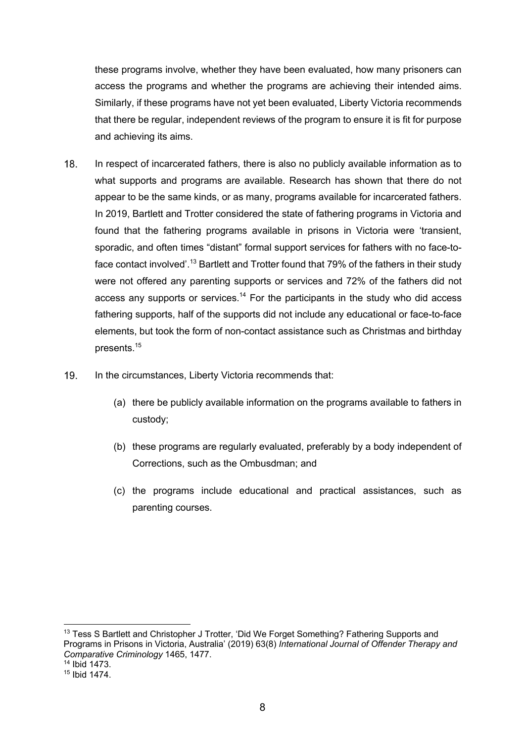these programs involve, whether they have been evaluated, how many prisoners can access the programs and whether the programs are achieving their intended aims. Similarly, if these programs have not yet been evaluated, Liberty Victoria recommends that there be regular, independent reviews of the program to ensure it is fit for purpose and achieving its aims.

18. In respect of incarcerated fathers, there is also no publicly available information as to what supports and programs are available. Research has shown that there do not appear to be the same kinds, or as many, programs available for incarcerated fathers. In 2019, Bartlett and Trotter considered the state of fathering programs in Victoria and found that the fathering programs available in prisons in Victoria were 'transient, sporadic, and often times "distant" formal support services for fathers with no face-to-face contact involved'.[13] Bartlett and Trotter found that 79% of the fathers in their study were not offered any parenting supports or services and 72% of the fathers did not access any supports or services.[14] For the participants in the study who did access fathering supports, half of the supports did not include any educational or face-to-face elements, but took the form of non-contact assistance such as Christmas and birthday presents.[15]

19. In the circumstances, Liberty Victoria recommends that:

    (a) there be publicly available information on the programs available to fathers in custody;

    (b) these programs are regularly evaluated, preferably by a body independent of Corrections, such as the Ombusdman; and

    (c) the programs include educational and practical assistances, such as parenting courses.

---

[13] Tess S Bartlett and Christopher J Trotter, 'Did We Forget Something? Fathering Supports and Programs in Prisons in Victoria, Australia' (2019) 63(8) *International Journal of Offender Therapy and Comparative Criminology* 1465, 1477.

[14] Ibid 1473.

[15] Ibid 1474.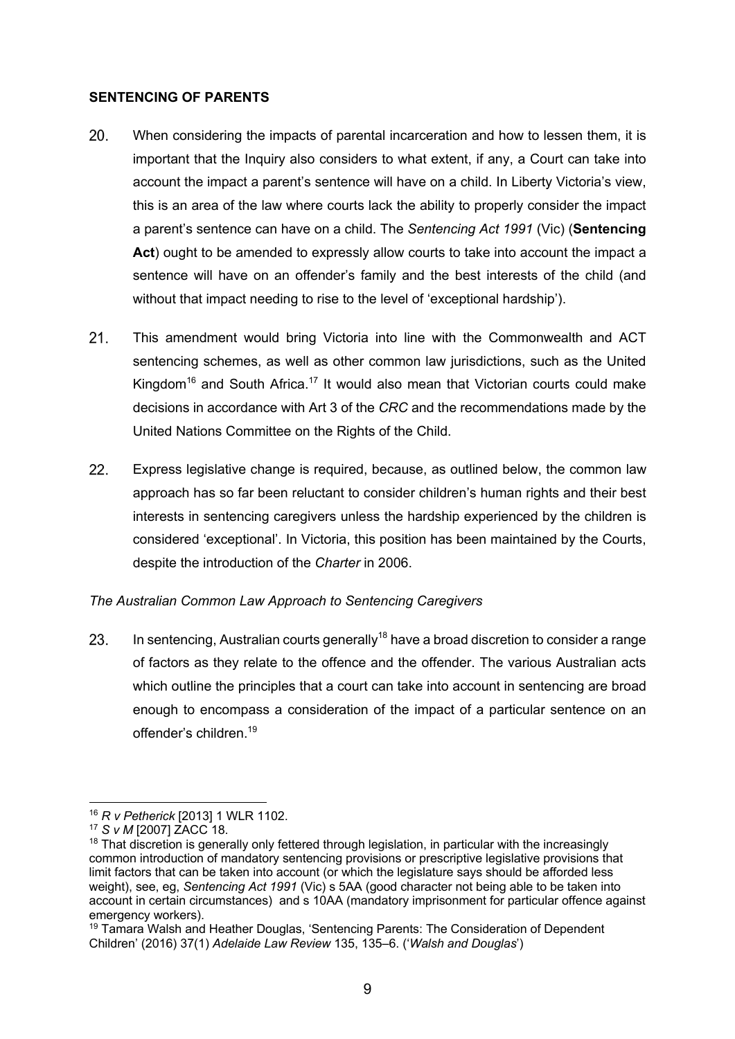**SENTENCING OF PARENTS**

20. When considering the impacts of parental incarceration and how to lessen them, it is important that the Inquiry also considers to what extent, if any, a Court can take into account the impact a parent's sentence will have on a child. In Liberty Victoria's view, this is an area of the law where courts lack the ability to properly consider the impact a parent's sentence can have on a child. The *Sentencing Act 1991* (Vic) (**Sentencing Act**) ought to be amended to expressly allow courts to take into account the impact a sentence will have on an offender's family and the best interests of the child (and without that impact needing to rise to the level of 'exceptional hardship').

21. This amendment would bring Victoria into line with the Commonwealth and ACT sentencing schemes, as well as other common law jurisdictions, such as the United Kingdom[16] and South Africa.[17] It would also mean that Victorian courts could make decisions in accordance with Art 3 of the *CRC* and the recommendations made by the United Nations Committee on the Rights of the Child.

22. Express legislative change is required, because, as outlined below, the common law approach has so far been reluctant to consider children's human rights and their best interests in sentencing caregivers unless the hardship experienced by the children is considered 'exceptional'. In Victoria, this position has been maintained by the Courts, despite the introduction of the *Charter* in 2006.

*The Australian Common Law Approach to Sentencing Caregivers*

23. In sentencing, Australian courts generally[18] have a broad discretion to consider a range of factors as they relate to the offence and the offender. The various Australian acts which outline the principles that a court can take into account in sentencing are broad enough to encompass a consideration of the impact of a particular sentence on an offender's children.[19]

---

[16] *R v Petherick* [2013] 1 WLR 1102.

[17] *S v M* [2007] ZACC 18.

[18] That discretion is generally only fettered through legislation, in particular with the increasingly common introduction of mandatory sentencing provisions or prescriptive legislative provisions that limit factors that can be taken into account (or which the legislature says should be afforded less weight), see, eg, *Sentencing Act 1991* (Vic) s 5AA (good character not being able to be taken into account in certain circumstances) and s 10AA (mandatory imprisonment for particular offence against emergency workers).

[19] Tamara Walsh and Heather Douglas, 'Sentencing Parents: The Consideration of Dependent Children' (2016) 37(1) *Adelaide Law Review* 135, 135–6. ('*Walsh and Douglas*')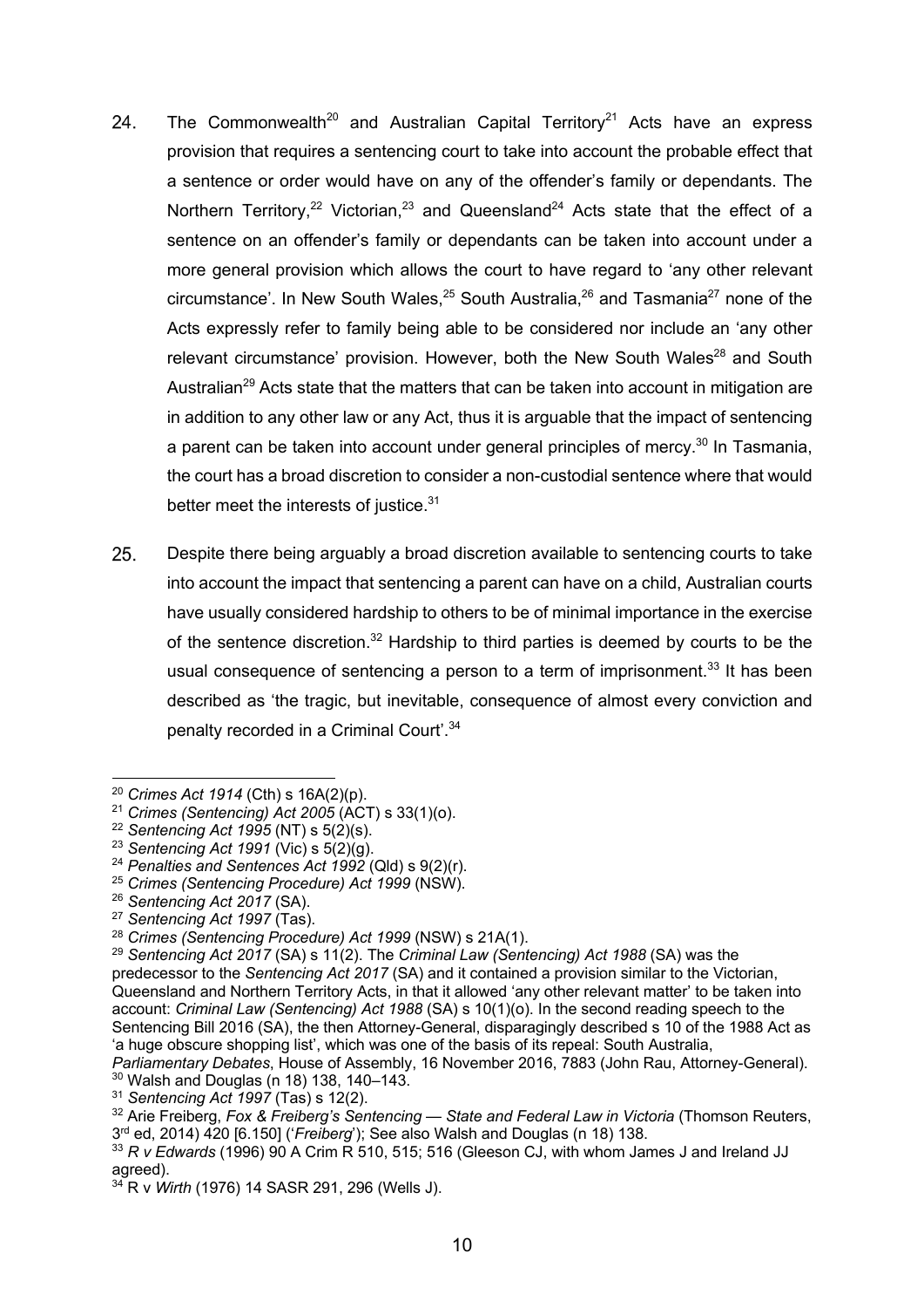24. The Commonwealth[20] and Australian Capital Territory[21] Acts have an express provision that requires a sentencing court to take into account the probable effect that a sentence or order would have on any of the offender's family or dependants. The Northern Territory,[22] Victorian,[23] and Queensland[24] Acts state that the effect of a sentence on an offender's family or dependants can be taken into account under a more general provision which allows the court to have regard to 'any other relevant circumstance'. In New South Wales,[25] South Australia,[26] and Tasmania[27] none of the Acts expressly refer to family being able to be considered nor include an 'any other relevant circumstance' provision. However, both the New South Wales[28] and South Australian[29] Acts state that the matters that can be taken into account in mitigation are in addition to any other law or any Act, thus it is arguable that the impact of sentencing a parent can be taken into account under general principles of mercy.[30] In Tasmania, the court has a broad discretion to consider a non-custodial sentence where that would better meet the interests of justice.[31]

25. Despite there being arguably a broad discretion available to sentencing courts to take into account the impact that sentencing a parent can have on a child, Australian courts have usually considered hardship to others to be of minimal importance in the exercise of the sentence discretion.[32] Hardship to third parties is deemed by courts to be the usual consequence of sentencing a person to a term of imprisonment.[33] It has been described as 'the tragic, but inevitable, consequence of almost every conviction and penalty recorded in a Criminal Court'.[34]

---

[20] *Crimes Act 1914* (Cth) s 16A(2)(p).
[21] *Crimes (Sentencing) Act 2005* (ACT) s 33(1)(o).
[22] *Sentencing Act 1995* (NT) s 5(2)(s).
[23] *Sentencing Act 1991* (Vic) s 5(2)(g).
[24] *Penalties and Sentences Act 1992* (Qld) s 9(2)(r).
[25] *Crimes (Sentencing Procedure) Act 1999* (NSW).
[26] *Sentencing Act 2017* (SA).
[27] *Sentencing Act 1997* (Tas).
[28] *Crimes (Sentencing Procedure) Act 1999* (NSW) s 21A(1).
[29] *Sentencing Act 2017* (SA) s 11(2). The *Criminal Law (Sentencing) Act 1988* (SA) was the predecessor to the *Sentencing Act 2017* (SA) and it contained a provision similar to the Victorian, Queensland and Northern Territory Acts, in that it allowed 'any other relevant matter' to be taken into account: *Criminal Law (Sentencing) Act 1988* (SA) s 10(1)(o). In the second reading speech to the Sentencing Bill 2016 (SA), the then Attorney-General, disparagingly described s 10 of the 1988 Act as 'a huge obscure shopping list', which was one of the basis of its repeal: South Australia, *Parliamentary Debates*, House of Assembly, 16 November 2016, 7883 (John Rau, Attorney-General).
[30] Walsh and Douglas (n 18) 138, 140–143.
[31] *Sentencing Act 1997* (Tas) s 12(2).
[32] Arie Freiberg, *Fox & Freiberg's Sentencing — State and Federal Law in Victoria* (Thomson Reuters, 3rd ed, 2014) 420 [6.150] ('*Freiberg*'); See also Walsh and Douglas (n 18) 138.
[33] *R v Edwards* (1996) 90 A Crim R 510, 515; 516 (Gleeson CJ, with whom James J and Ireland JJ agreed).
[34] R v *Wirth* (1976) 14 SASR 291, 296 (Wells J).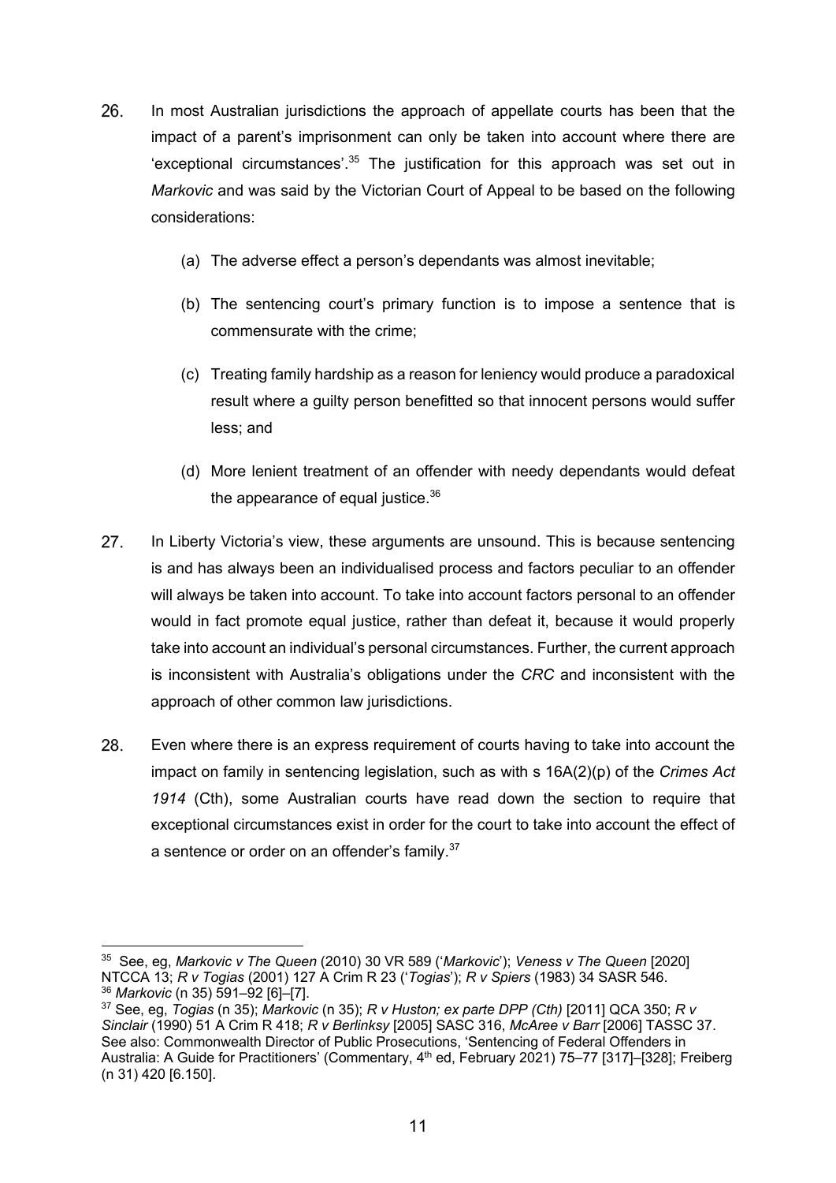26. In most Australian jurisdictions the approach of appellate courts has been that the impact of a parent's imprisonment can only be taken into account where there are 'exceptional circumstances'.[35] The justification for this approach was set out in *Markovic* and was said by the Victorian Court of Appeal to be based on the following considerations:

    (a) The adverse effect a person's dependants was almost inevitable;

    (b) The sentencing court's primary function is to impose a sentence that is commensurate with the crime;

    (c) Treating family hardship as a reason for leniency would produce a paradoxical result where a guilty person benefitted so that innocent persons would suffer less; and

    (d) More lenient treatment of an offender with needy dependants would defeat the appearance of equal justice.[36]

27. In Liberty Victoria's view, these arguments are unsound. This is because sentencing is and has always been an individualised process and factors peculiar to an offender will always be taken into account. To take into account factors personal to an offender would in fact promote equal justice, rather than defeat it, because it would properly take into account an individual's personal circumstances. Further, the current approach is inconsistent with Australia's obligations under the *CRC* and inconsistent with the approach of other common law jurisdictions.

28. Even where there is an express requirement of courts having to take into account the impact on family in sentencing legislation, such as with s 16A(2)(p) of the *Crimes Act 1914* (Cth), some Australian courts have read down the section to require that exceptional circumstances exist in order for the court to take into account the effect of a sentence or order on an offender's family.[37]

---

[35] See, eg, *Markovic v The Queen* (2010) 30 VR 589 ('*Markovic*'); *Veness v The Queen* [2020] NTCCA 13; *R v Togias* (2001) 127 A Crim R 23 ('*Togias*'); *R v Spiers* (1983) 34 SASR 546.

[36] *Markovic* (n 35) 591–92 [6]–[7].

[37] See, eg, *Togias* (n 35); *Markovic* (n 35); *R v Huston; ex parte DPP (Cth)* [2011] QCA 350; *R v Sinclair* (1990) 51 A Crim R 418; *R v Berlinksy* [2005] SASC 316, *McAree v Barr* [2006] TASSC 37. See also: Commonwealth Director of Public Prosecutions, 'Sentencing of Federal Offenders in Australia: A Guide for Practitioners' (Commentary, 4th ed, February 2021) 75–77 [317]–[328]; Freiberg (n 31) 420 [6.150].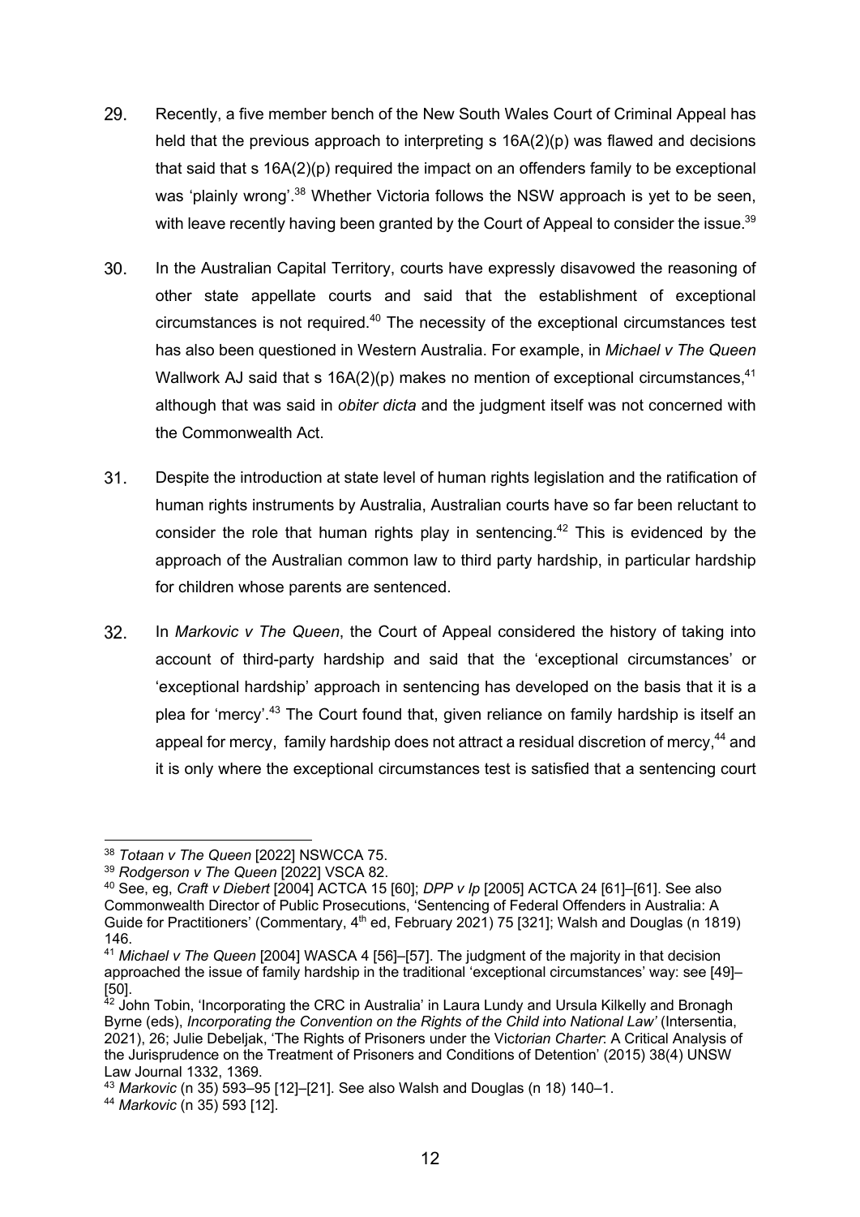29. Recently, a five member bench of the New South Wales Court of Criminal Appeal has held that the previous approach to interpreting s 16A(2)(p) was flawed and decisions that said that s 16A(2)(p) required the impact on an offenders family to be exceptional was 'plainly wrong'.[38] Whether Victoria follows the NSW approach is yet to be seen, with leave recently having been granted by the Court of Appeal to consider the issue.[39]

30. In the Australian Capital Territory, courts have expressly disavowed the reasoning of other state appellate courts and said that the establishment of exceptional circumstances is not required.[40] The necessity of the exceptional circumstances test has also been questioned in Western Australia. For example, in *Michael v The Queen* Wallwork AJ said that s 16A(2)(p) makes no mention of exceptional circumstances,[41] although that was said in *obiter dicta* and the judgment itself was not concerned with the Commonwealth Act.

31. Despite the introduction at state level of human rights legislation and the ratification of human rights instruments by Australia, Australian courts have so far been reluctant to consider the role that human rights play in sentencing.[42] This is evidenced by the approach of the Australian common law to third party hardship, in particular hardship for children whose parents are sentenced.

32. In *Markovic v The Queen*, the Court of Appeal considered the history of taking into account of third-party hardship and said that the 'exceptional circumstances' or 'exceptional hardship' approach in sentencing has developed on the basis that it is a plea for 'mercy'.[43] The Court found that, given reliance on family hardship is itself an appeal for mercy, family hardship does not attract a residual discretion of mercy,[44] and it is only where the exceptional circumstances test is satisfied that a sentencing court

---

[38] *Totaan v The Queen* [2022] NSWCCA 75.

[39] *Rodgerson v The Queen* [2022] VSCA 82.

[40] See, eg, *Craft v Diebert* [2004] ACTCA 15 [60]; *DPP v Ip* [2005] ACTCA 24 [61]–[61]. See also Commonwealth Director of Public Prosecutions, 'Sentencing of Federal Offenders in Australia: A Guide for Practitioners' (Commentary, 4th ed, February 2021) 75 [321]; Walsh and Douglas (n 1819) 146.

[41] *Michael v The Queen* [2004] WASCA 4 [56]–[57]. The judgment of the majority in that decision approached the issue of family hardship in the traditional 'exceptional circumstances' way: see [49]–[50].

[42] John Tobin, 'Incorporating the CRC in Australia' in Laura Lundy and Ursula Kilkelly and Bronagh Byrne (eds), *Incorporating the Convention on the Rights of the Child into National Law'* (Intersentia, 2021), 26; Julie Debeljak, 'The Rights of Prisoners under the Vic*torian Charter*: A Critical Analysis of the Jurisprudence on the Treatment of Prisoners and Conditions of Detention' (2015) 38(4) UNSW Law Journal 1332, 1369.

[43] *Markovic* (n 35) 593–95 [12]–[21]. See also Walsh and Douglas (n 18) 140–1.

[44] *Markovic* (n 35) 593 [12].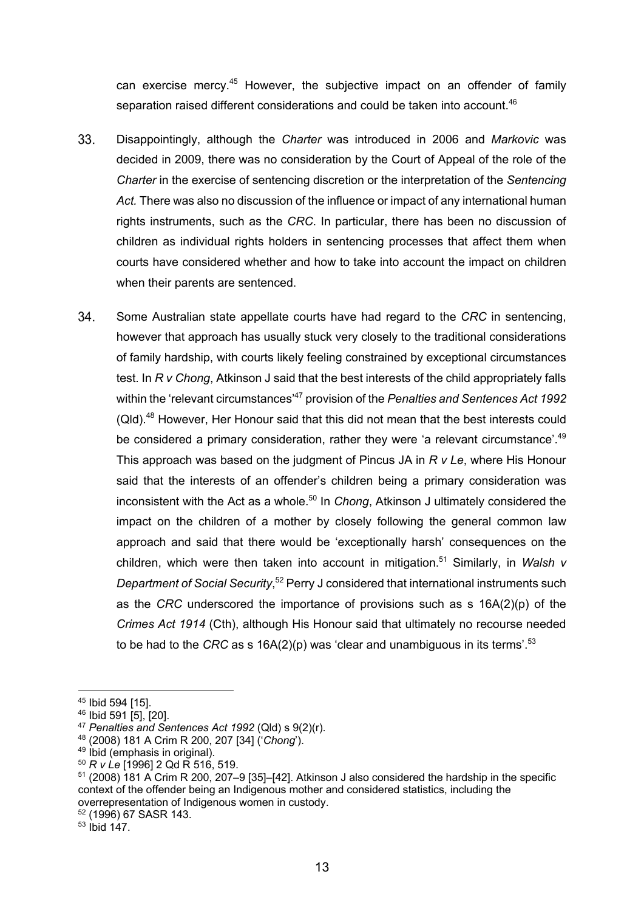can exercise mercy.[45] However, the subjective impact on an offender of family separation raised different considerations and could be taken into account.[46]

33. Disappointingly, although the *Charter* was introduced in 2006 and *Markovic* was decided in 2009, there was no consideration by the Court of Appeal of the role of the *Charter* in the exercise of sentencing discretion or the interpretation of the *Sentencing Act.* There was also no discussion of the influence or impact of any international human rights instruments, such as the *CRC*. In particular, there has been no discussion of children as individual rights holders in sentencing processes that affect them when courts have considered whether and how to take into account the impact on children when their parents are sentenced.

34. Some Australian state appellate courts have had regard to the *CRC* in sentencing, however that approach has usually stuck very closely to the traditional considerations of family hardship, with courts likely feeling constrained by exceptional circumstances test. In *R v Chong*, Atkinson J said that the best interests of the child appropriately falls within the 'relevant circumstances'[47] provision of the *Penalties and Sentences Act 1992* (Qld).[48] However, Her Honour said that this did not mean that the best interests could be considered a primary consideration, rather they were 'a relevant circumstance'.[49] This approach was based on the judgment of Pincus JA in *R v Le*, where His Honour said that the interests of an offender's children being a primary consideration was inconsistent with the Act as a whole.[50] In *Chong*, Atkinson J ultimately considered the impact on the children of a mother by closely following the general common law approach and said that there would be 'exceptionally harsh' consequences on the children, which were then taken into account in mitigation.[51] Similarly, in *Walsh v Department of Social Security*,[52] Perry J considered that international instruments such as the *CRC* underscored the importance of provisions such as s 16A(2)(p) of the *Crimes Act 1914* (Cth), although His Honour said that ultimately no recourse needed to be had to the *CRC* as s 16A(2)(p) was 'clear and unambiguous in its terms'.[53]

---

[45] Ibid 594 [15].

[46] Ibid 591 [5], [20].

[47] *Penalties and Sentences Act 1992* (Qld) s 9(2)(r).

[48] (2008) 181 A Crim R 200, 207 [34] ('*Chong*').

[49] Ibid (emphasis in original).

[50] *R v Le* [1996] 2 Qd R 516, 519.

[51] (2008) 181 A Crim R 200, 207–9 [35]–[42]. Atkinson J also considered the hardship in the specific context of the offender being an Indigenous mother and considered statistics, including the overrepresentation of Indigenous women in custody.

[52] (1996) 67 SASR 143.

[53] Ibid 147.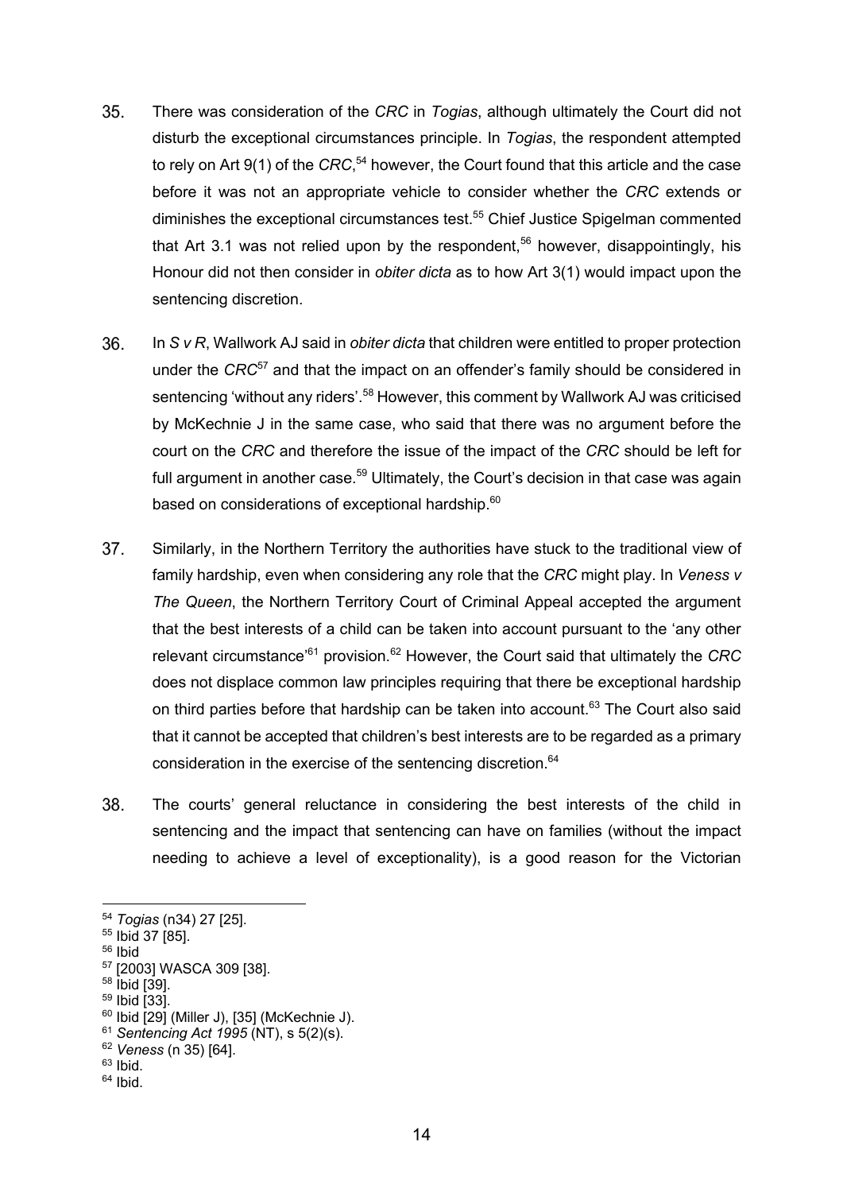35. There was consideration of the *CRC* in *Togias*, although ultimately the Court did not disturb the exceptional circumstances principle. In *Togias*, the respondent attempted to rely on Art 9(1) of the *CRC*,[54] however, the Court found that this article and the case before it was not an appropriate vehicle to consider whether the *CRC* extends or diminishes the exceptional circumstances test.[55] Chief Justice Spigelman commented that Art 3.1 was not relied upon by the respondent,[56] however, disappointingly, his Honour did not then consider in *obiter dicta* as to how Art 3(1) would impact upon the sentencing discretion.

36. In *S v R*, Wallwork AJ said in *obiter dicta* that children were entitled to proper protection under the *CRC*[57] and that the impact on an offender's family should be considered in sentencing 'without any riders'.[58] However, this comment by Wallwork AJ was criticised by McKechnie J in the same case, who said that there was no argument before the court on the *CRC* and therefore the issue of the impact of the *CRC* should be left for full argument in another case.[59] Ultimately, the Court's decision in that case was again based on considerations of exceptional hardship.[60]

37. Similarly, in the Northern Territory the authorities have stuck to the traditional view of family hardship, even when considering any role that the *CRC* might play. In *Veness v The Queen*, the Northern Territory Court of Criminal Appeal accepted the argument that the best interests of a child can be taken into account pursuant to the 'any other relevant circumstance'[61] provision.[62] However, the Court said that ultimately the *CRC* does not displace common law principles requiring that there be exceptional hardship on third parties before that hardship can be taken into account.[63] The Court also said that it cannot be accepted that children's best interests are to be regarded as a primary consideration in the exercise of the sentencing discretion.[64]

38. The courts' general reluctance in considering the best interests of the child in sentencing and the impact that sentencing can have on families (without the impact needing to achieve a level of exceptionality), is a good reason for the Victorian

---

[54] *Togias* (n34) 27 [25].
[55] Ibid 37 [85].
[56] Ibid
[57] [2003] WASCA 309 [38].
[58] Ibid [39].
[59] Ibid [33].
[60] Ibid [29] (Miller J), [35] (McKechnie J).
[61] *Sentencing Act 1995* (NT), s 5(2)(s).
[62] *Veness* (n 35) [64].
[63] Ibid.
[64] Ibid.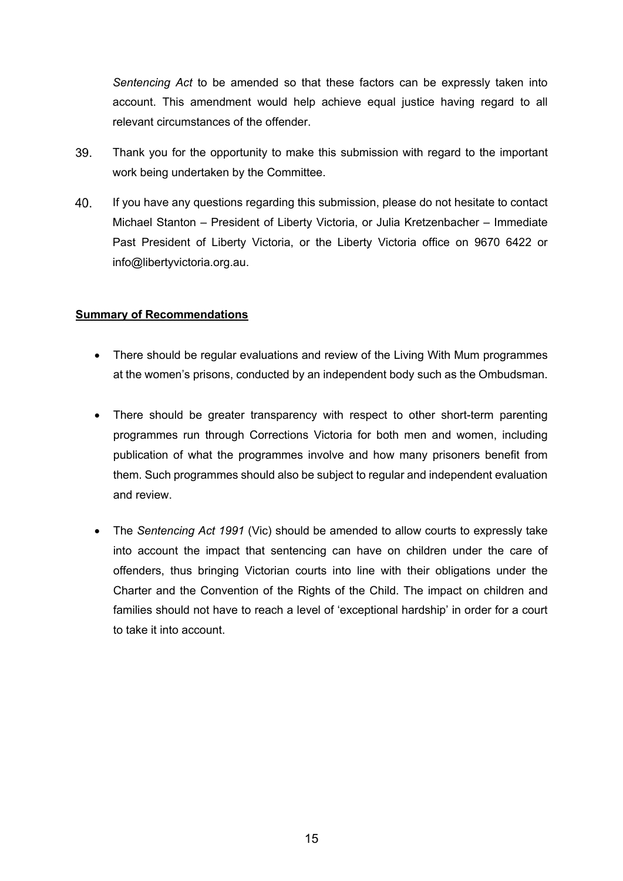*Sentencing Act* to be amended so that these factors can be expressly taken into account. This amendment would help achieve equal justice having regard to all relevant circumstances of the offender.

39. Thank you for the opportunity to make this submission with regard to the important work being undertaken by the Committee.

40. If you have any questions regarding this submission, please do not hesitate to contact Michael Stanton – President of Liberty Victoria, or Julia Kretzenbacher – Immediate Past President of Liberty Victoria, or the Liberty Victoria office on 9670 6422 or info@libertyvictoria.org.au.

**<u>Summary of Recommendations</u>**

- There should be regular evaluations and review of the Living With Mum programmes at the women's prisons, conducted by an independent body such as the Ombudsman.

- There should be greater transparency with respect to other short-term parenting programmes run through Corrections Victoria for both men and women, including publication of what the programmes involve and how many prisoners benefit from them. Such programmes should also be subject to regular and independent evaluation and review.

- The *Sentencing Act 1991* (Vic) should be amended to allow courts to expressly take into account the impact that sentencing can have on children under the care of offenders, thus bringing Victorian courts into line with their obligations under the Charter and the Convention of the Rights of the Child. The impact on children and families should not have to reach a level of 'exceptional hardship' in order for a court to take it into account.